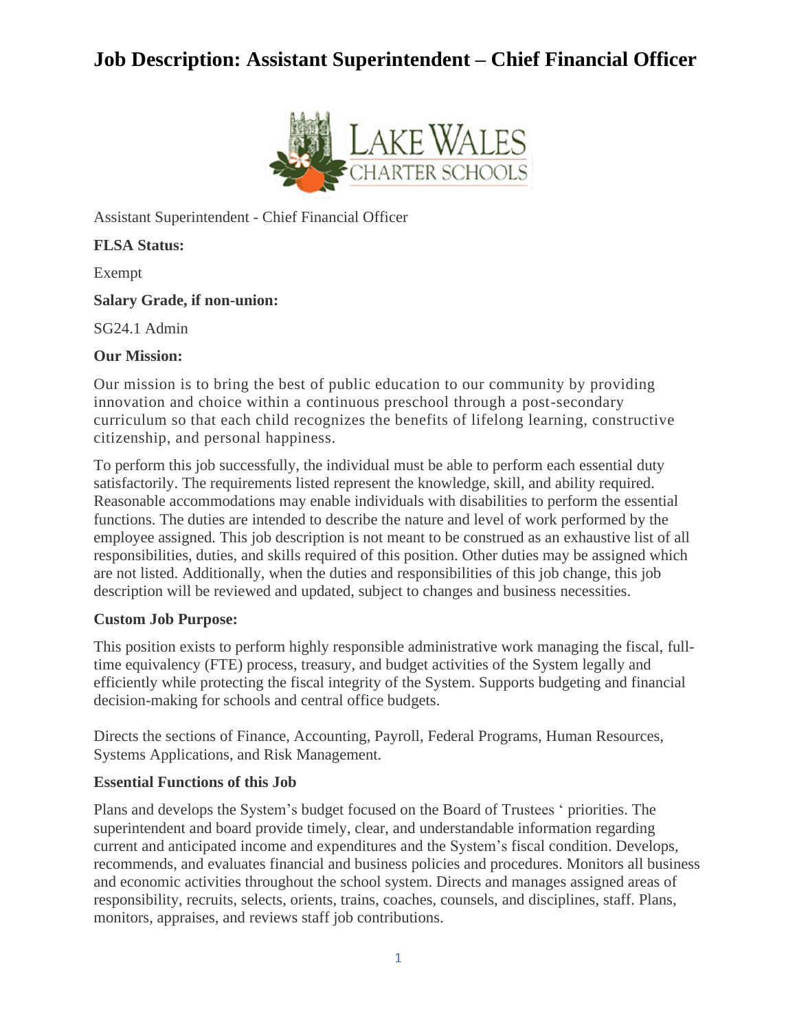# Job Description: Assistant Superintendent – Chief Financial Officer

Assistant Superintendent - Chief Financial Officer

**FLSA Status:**

Exempt

**Salary Grade, if non-union:**

SG24.1 Admin

**Our Mission:**

Our mission is to bring the best of public education to our community by providing innovation and choice within a continuous preschool through a post-secondary curriculum so that each child recognizes the benefits of lifelong learning, constructive citizenship, and personal happiness.

To perform this job successfully, the individual must be able to perform each essential duty satisfactorily. The requirements listed represent the knowledge, skill, and ability required. Reasonable accommodations may enable individuals with disabilities to perform the essential functions. The duties are intended to describe the nature and level of work performed by the employee assigned. This job description is not meant to be construed as an exhaustive list of all responsibilities, duties, and skills required of this position. Other duties may be assigned which are not listed. Additionally, when the duties and responsibilities of this job change, this job description will be reviewed and updated, subject to changes and business necessities.

**Custom Job Purpose:**

This position exists to perform highly responsible administrative work managing the fiscal, full-time equivalency (FTE) process, treasury, and budget activities of the System legally and efficiently while protecting the fiscal integrity of the System. Supports budgeting and financial decision-making for schools and central office budgets.

Directs the sections of Finance, Accounting, Payroll, Federal Programs, Human Resources, Systems Applications, and Risk Management.

**Essential Functions of this Job**

Plans and develops the System's budget focused on the Board of Trustees ' priorities. The superintendent and board provide timely, clear, and understandable information regarding current and anticipated income and expenditures and the System's fiscal condition. Develops, recommends, and evaluates financial and business policies and procedures. Monitors all business and economic activities throughout the school system. Directs and manages assigned areas of responsibility, recruits, selects, orients, trains, coaches, counsels, and disciplines, staff. Plans, monitors, appraises, and reviews staff job contributions.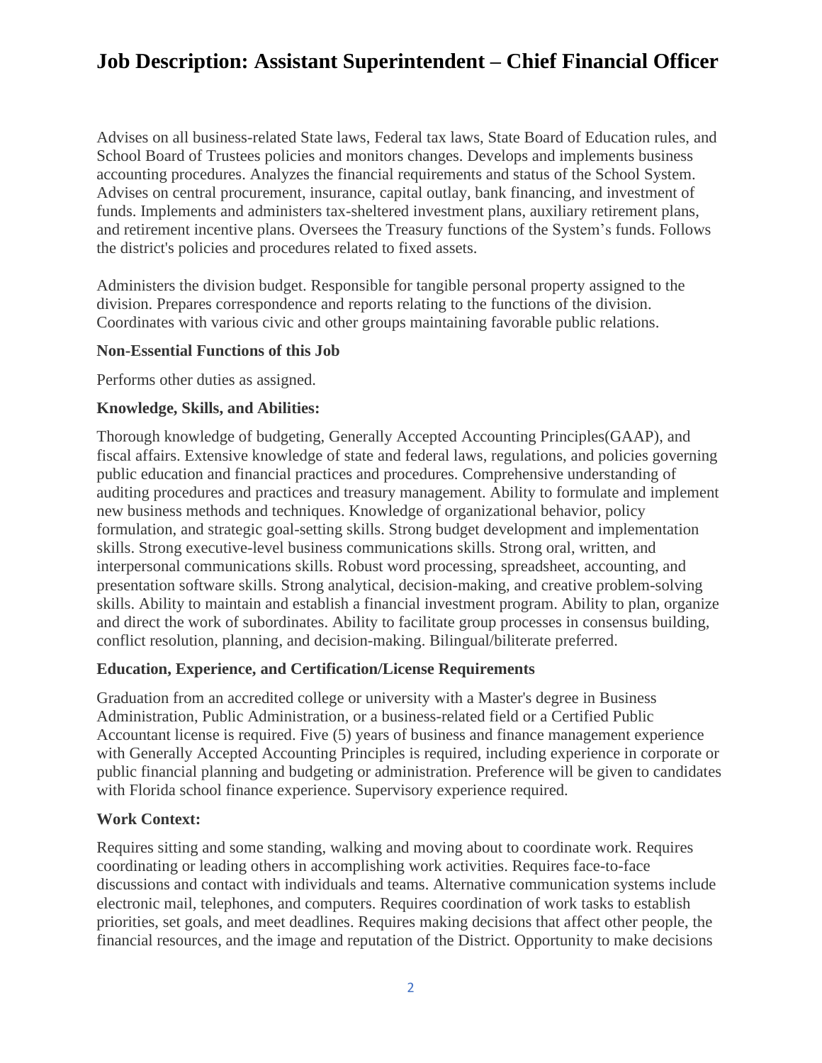# Job Description: Assistant Superintendent – Chief Financial Officer

Advises on all business-related State laws, Federal tax laws, State Board of Education rules, and School Board of Trustees policies and monitors changes. Develops and implements business accounting procedures. Analyzes the financial requirements and status of the School System. Advises on central procurement, insurance, capital outlay, bank financing, and investment of funds. Implements and administers tax-sheltered investment plans, auxiliary retirement plans, and retirement incentive plans. Oversees the Treasury functions of the System's funds. Follows the district's policies and procedures related to fixed assets.

Administers the division budget. Responsible for tangible personal property assigned to the division. Prepares correspondence and reports relating to the functions of the division. Coordinates with various civic and other groups maintaining favorable public relations.

**Non-Essential Functions of this Job**

Performs other duties as assigned.

**Knowledge, Skills, and Abilities:**

Thorough knowledge of budgeting, Generally Accepted Accounting Principles(GAAP), and fiscal affairs. Extensive knowledge of state and federal laws, regulations, and policies governing public education and financial practices and procedures. Comprehensive understanding of auditing procedures and practices and treasury management. Ability to formulate and implement new business methods and techniques. Knowledge of organizational behavior, policy formulation, and strategic goal-setting skills. Strong budget development and implementation skills. Strong executive-level business communications skills. Strong oral, written, and interpersonal communications skills. Robust word processing, spreadsheet, accounting, and presentation software skills. Strong analytical, decision-making, and creative problem-solving skills. Ability to maintain and establish a financial investment program. Ability to plan, organize and direct the work of subordinates. Ability to facilitate group processes in consensus building, conflict resolution, planning, and decision-making. Bilingual/biliterate preferred.

**Education, Experience, and Certification/License Requirements**

Graduation from an accredited college or university with a Master's degree in Business Administration, Public Administration, or a business-related field or a Certified Public Accountant license is required. Five (5) years of business and finance management experience with Generally Accepted Accounting Principles is required, including experience in corporate or public financial planning and budgeting or administration. Preference will be given to candidates with Florida school finance experience. Supervisory experience required.

**Work Context:**

Requires sitting and some standing, walking and moving about to coordinate work. Requires coordinating or leading others in accomplishing work activities. Requires face-to-face discussions and contact with individuals and teams. Alternative communication systems include electronic mail, telephones, and computers. Requires coordination of work tasks to establish priorities, set goals, and meet deadlines. Requires making decisions that affect other people, the financial resources, and the image and reputation of the District. Opportunity to make decisions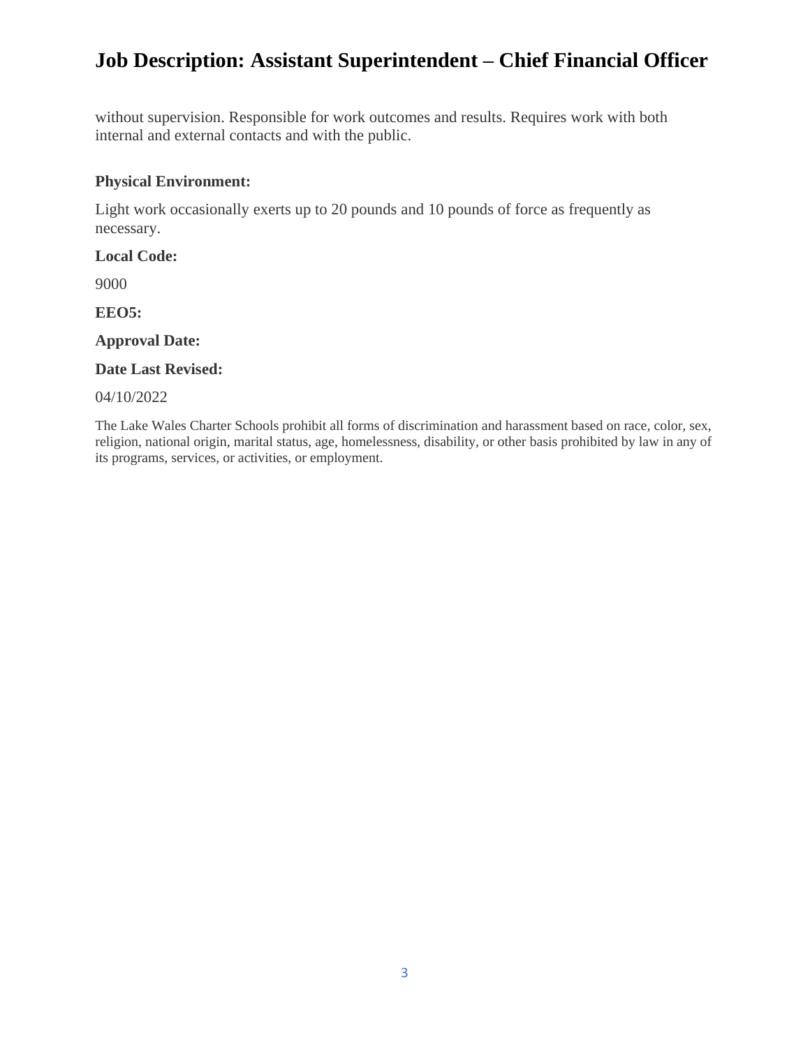without supervision. Responsible for work outcomes and results. Requires work with both internal and external contacts and with the public.

**Physical Environment:**

Light work occasionally exerts up to 20 pounds and 10 pounds of force as frequently as necessary.

**Local Code:**

9000

**EEO5:**

**Approval Date:**

**Date Last Revised:**

04/10/2022

The Lake Wales Charter Schools prohibit all forms of discrimination and harassment based on race, color, sex, religion, national origin, marital status, age, homelessness, disability, or other basis prohibited by law in any of its programs, services, or activities, or employment.